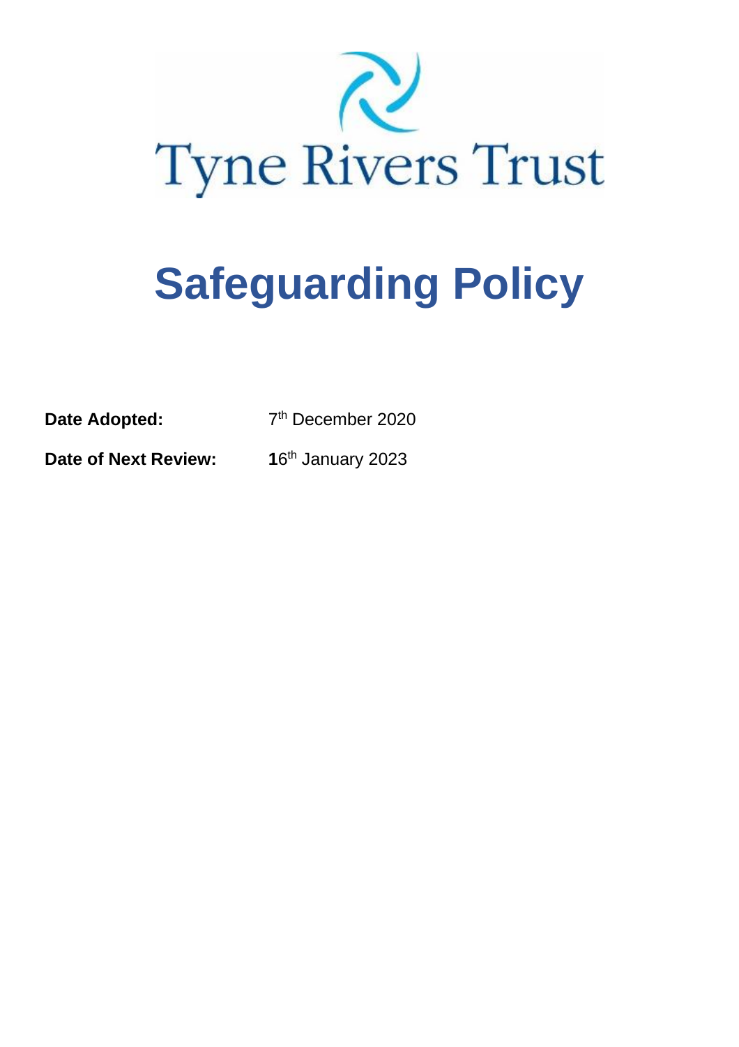Tyne Rivers Trust

# Safeguarding Policy

**Date Adopted:** 7th December 2020

**Date of Next Review:** 16th January 2023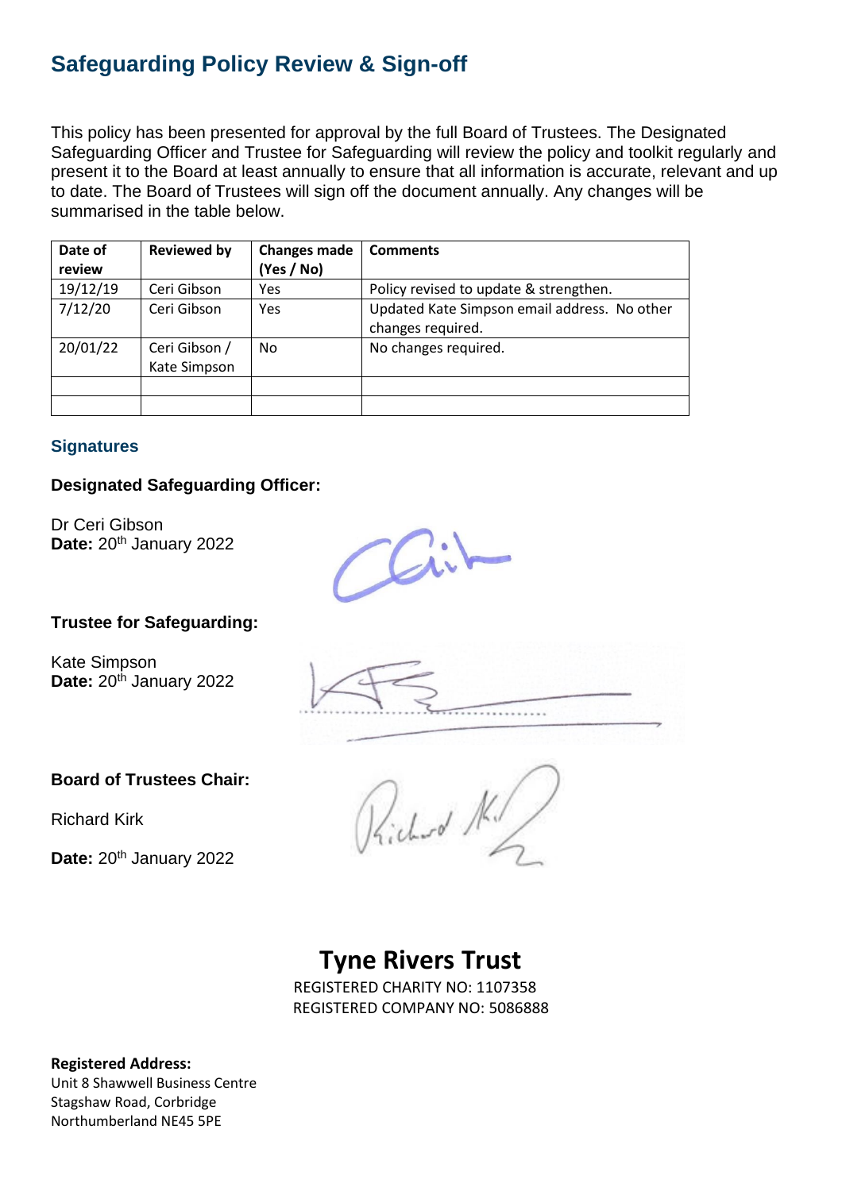# Safeguarding Policy Review & Sign-off

This policy has been presented for approval by the full Board of Trustees. The Designated Safeguarding Officer and Trustee for Safeguarding will review the policy and toolkit regularly and present it to the Board at least annually to ensure that all information is accurate, relevant and up to date. The Board of Trustees will sign off the document annually. Any changes will be summarised in the table below.

| Date of review | Reviewed by | Changes made (Yes / No) | Comments |
|---|---|---|---|
| 19/12/19 | Ceri Gibson | Yes | Policy revised to update & strengthen. |
| 7/12/20 | Ceri Gibson | Yes | Updated Kate Simpson email address. No other changes required. |
| 20/01/22 | Ceri Gibson / Kate Simpson | No | No changes required. |
| | | | |
| | | | |

## Signatures

### Designated Safeguarding Officer:

Dr Ceri Gibson
**Date:** 20th January 2022

### Trustee for Safeguarding:

Kate Simpson
**Date:** 20th January 2022

### Board of Trustees Chair:

Richard Kirk

**Date:** 20th January 2022

**Tyne Rivers Trust**
REGISTERED CHARITY NO: 1107358
REGISTERED COMPANY NO: 5086888

**Registered Address:**
Unit 8 Shawwell Business Centre
Stagshaw Road, Corbridge
Northumberland NE45 5PE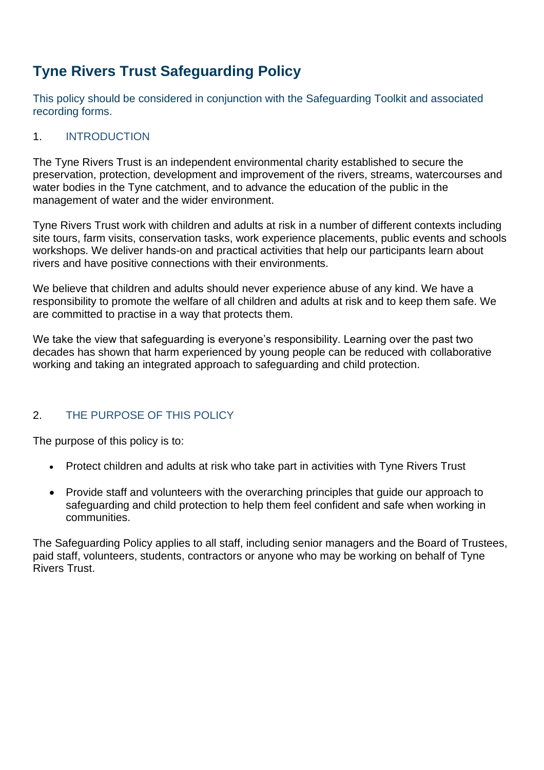# Tyne Rivers Trust Safeguarding Policy

This policy should be considered in conjunction with the Safeguarding Toolkit and associated recording forms.

## 1. INTRODUCTION

The Tyne Rivers Trust is an independent environmental charity established to secure the preservation, protection, development and improvement of the rivers, streams, watercourses and water bodies in the Tyne catchment, and to advance the education of the public in the management of water and the wider environment.

Tyne Rivers Trust work with children and adults at risk in a number of different contexts including site tours, farm visits, conservation tasks, work experience placements, public events and schools workshops. We deliver hands-on and practical activities that help our participants learn about rivers and have positive connections with their environments.

We believe that children and adults should never experience abuse of any kind. We have a responsibility to promote the welfare of all children and adults at risk and to keep them safe. We are committed to practise in a way that protects them.

We take the view that safeguarding is everyone's responsibility. Learning over the past two decades has shown that harm experienced by young people can be reduced with collaborative working and taking an integrated approach to safeguarding and child protection.

## 2. THE PURPOSE OF THIS POLICY

The purpose of this policy is to:

- Protect children and adults at risk who take part in activities with Tyne Rivers Trust
- Provide staff and volunteers with the overarching principles that guide our approach to safeguarding and child protection to help them feel confident and safe when working in communities.

The Safeguarding Policy applies to all staff, including senior managers and the Board of Trustees, paid staff, volunteers, students, contractors or anyone who may be working on behalf of Tyne Rivers Trust.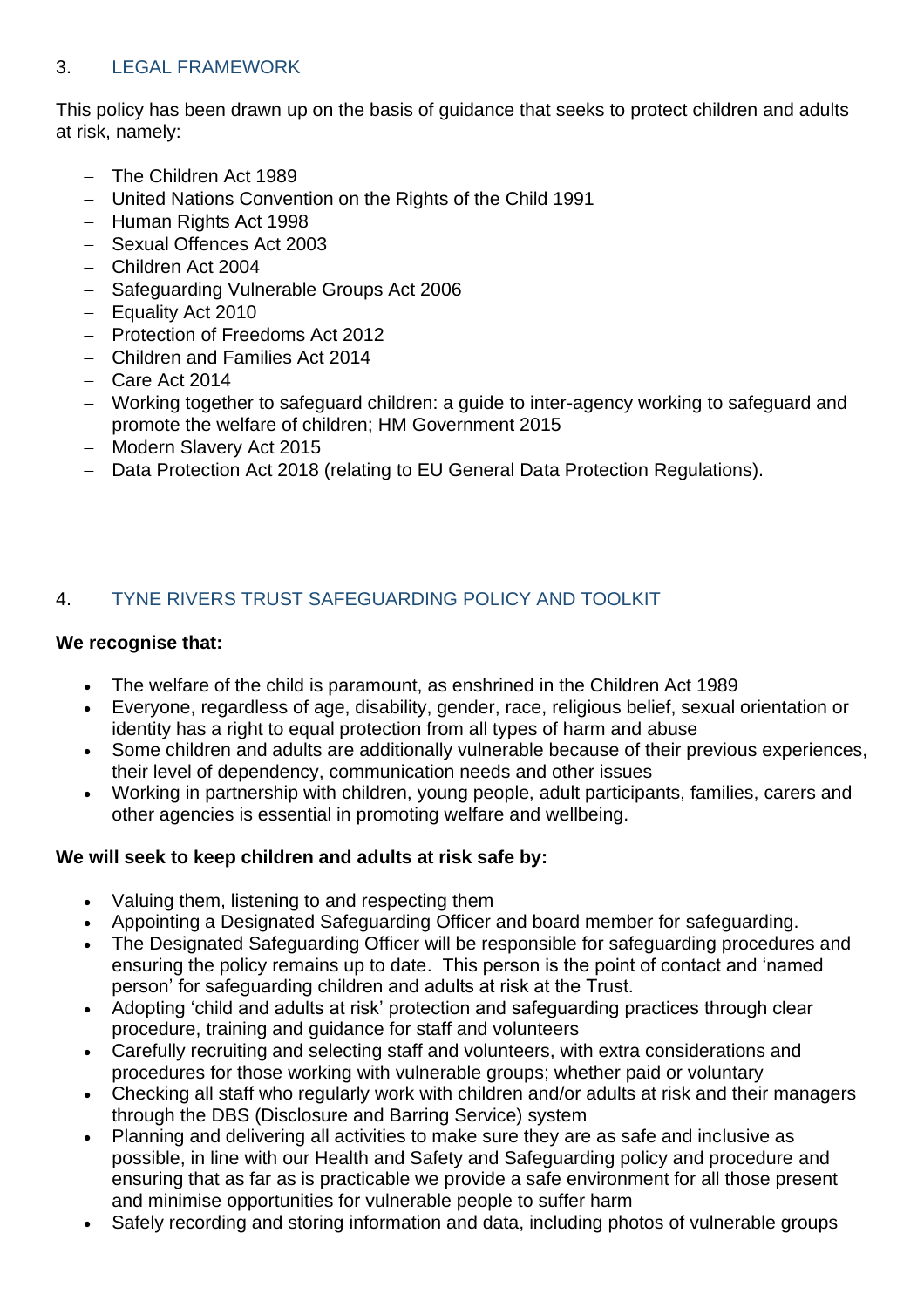## 3. LEGAL FRAMEWORK

This policy has been drawn up on the basis of guidance that seeks to protect children and adults at risk, namely:

- The Children Act 1989
- United Nations Convention on the Rights of the Child 1991
- Human Rights Act 1998
- Sexual Offences Act 2003
- Children Act 2004
- Safeguarding Vulnerable Groups Act 2006
- Equality Act 2010
- Protection of Freedoms Act 2012
- Children and Families Act 2014
- Care Act 2014
- Working together to safeguard children: a guide to inter-agency working to safeguard and promote the welfare of children; HM Government 2015
- Modern Slavery Act 2015
- Data Protection Act 2018 (relating to EU General Data Protection Regulations).

## 4. TYNE RIVERS TRUST SAFEGUARDING POLICY AND TOOLKIT

**We recognise that:**

- The welfare of the child is paramount, as enshrined in the Children Act 1989
- Everyone, regardless of age, disability, gender, race, religious belief, sexual orientation or identity has a right to equal protection from all types of harm and abuse
- Some children and adults are additionally vulnerable because of their previous experiences, their level of dependency, communication needs and other issues
- Working in partnership with children, young people, adult participants, families, carers and other agencies is essential in promoting welfare and wellbeing.

**We will seek to keep children and adults at risk safe by:**

- Valuing them, listening to and respecting them
- Appointing a Designated Safeguarding Officer and board member for safeguarding.
- The Designated Safeguarding Officer will be responsible for safeguarding procedures and ensuring the policy remains up to date. This person is the point of contact and 'named person' for safeguarding children and adults at risk at the Trust.
- Adopting 'child and adults at risk' protection and safeguarding practices through clear procedure, training and guidance for staff and volunteers
- Carefully recruiting and selecting staff and volunteers, with extra considerations and procedures for those working with vulnerable groups; whether paid or voluntary
- Checking all staff who regularly work with children and/or adults at risk and their managers through the DBS (Disclosure and Barring Service) system
- Planning and delivering all activities to make sure they are as safe and inclusive as possible, in line with our Health and Safety and Safeguarding policy and procedure and ensuring that as far as is practicable we provide a safe environment for all those present and minimise opportunities for vulnerable people to suffer harm
- Safely recording and storing information and data, including photos of vulnerable groups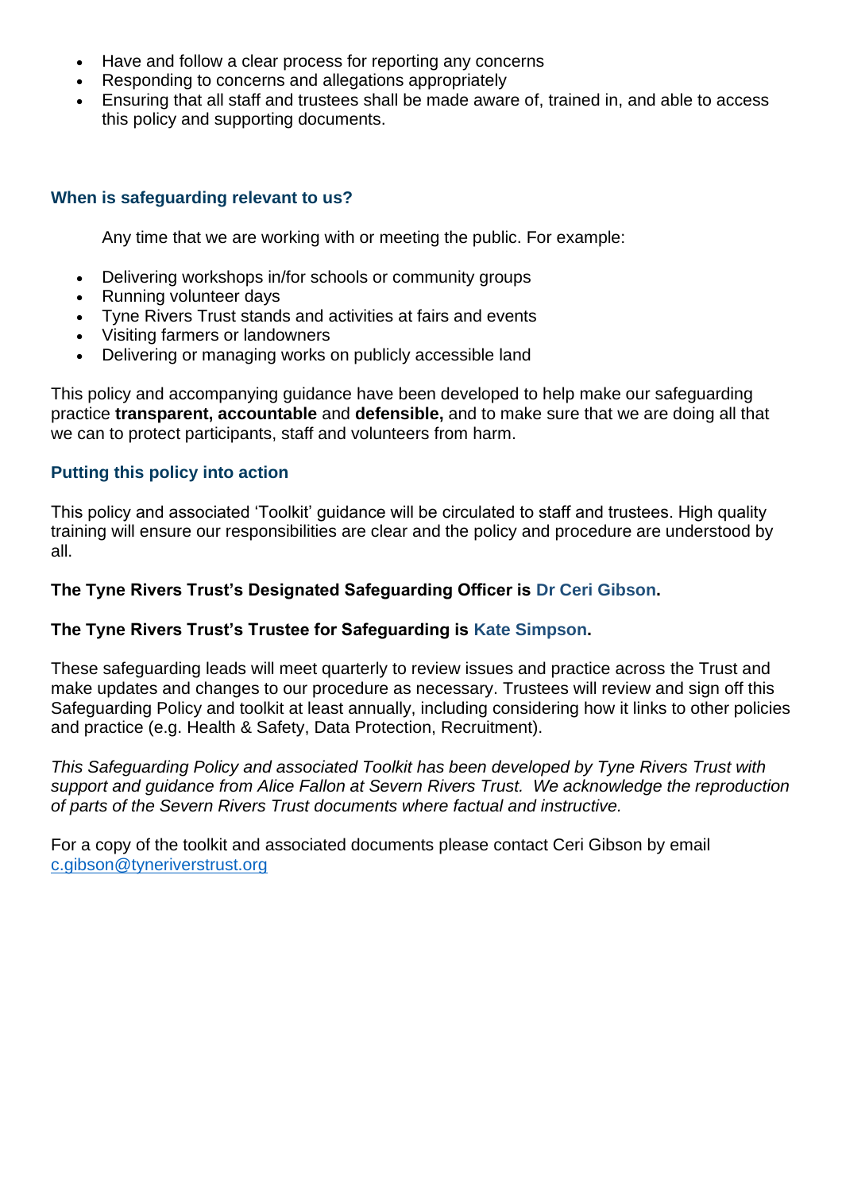- Have and follow a clear process for reporting any concerns
- Responding to concerns and allegations appropriately
- Ensuring that all staff and trustees shall be made aware of, trained in, and able to access this policy and supporting documents.

### When is safeguarding relevant to us?

Any time that we are working with or meeting the public. For example:

- Delivering workshops in/for schools or community groups
- Running volunteer days
- Tyne Rivers Trust stands and activities at fairs and events
- Visiting farmers or landowners
- Delivering or managing works on publicly accessible land

This policy and accompanying guidance have been developed to help make our safeguarding practice **transparent, accountable** and **defensible,** and to make sure that we are doing all that we can to protect participants, staff and volunteers from harm.

### Putting this policy into action

This policy and associated 'Toolkit' guidance will be circulated to staff and trustees. High quality training will ensure our responsibilities are clear and the policy and procedure are understood by all.

**The Tyne Rivers Trust's Designated Safeguarding Officer is Dr Ceri Gibson.**

**The Tyne Rivers Trust's Trustee for Safeguarding is Kate Simpson.**

These safeguarding leads will meet quarterly to review issues and practice across the Trust and make updates and changes to our procedure as necessary. Trustees will review and sign off this Safeguarding Policy and toolkit at least annually, including considering how it links to other policies and practice (e.g. Health & Safety, Data Protection, Recruitment).

*This Safeguarding Policy and associated Toolkit has been developed by Tyne Rivers Trust with support and guidance from Alice Fallon at Severn Rivers Trust. We acknowledge the reproduction of parts of the Severn Rivers Trust documents where factual and instructive.*

For a copy of the toolkit and associated documents please contact Ceri Gibson by email c.gibson@tyneriverstrust.org